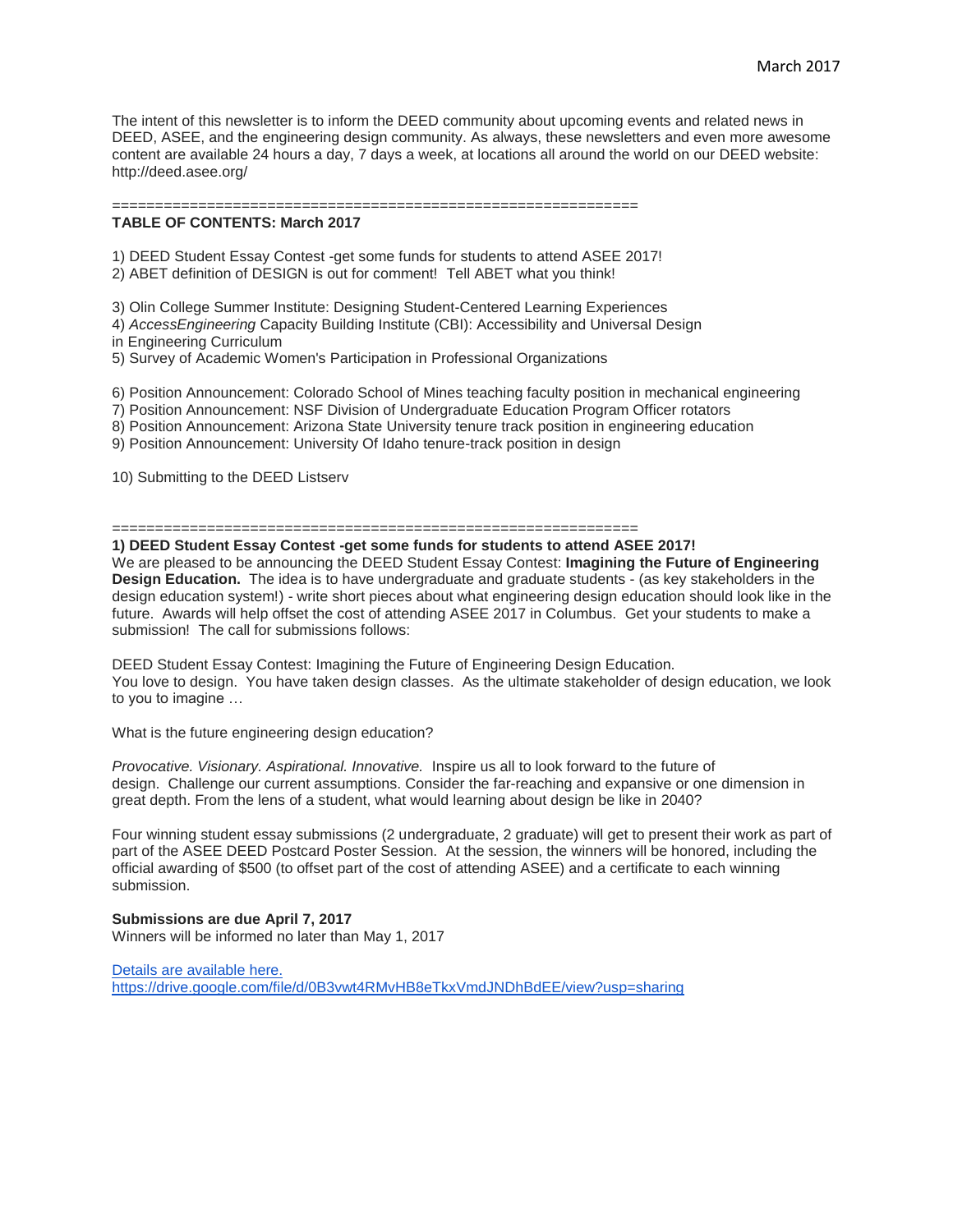March 2017

The intent of this newsletter is to inform the DEED community about upcoming events and related news in DEED, ASEE, and the engineering design community. As always, these newsletters and even more awesome content are available 24 hours a day, 7 days a week, at locations all around the world on our DEED website: http://deed.asee.org/

============================================================

**TABLE OF CONTENTS: March 2017**

1) DEED Student Essay Contest -get some funds for students to attend ASEE 2017!
2) ABET definition of DESIGN is out for comment! Tell ABET what you think!

3) Olin College Summer Institute: Designing Student-Centered Learning Experiences
4) *AccessEngineering* Capacity Building Institute (CBI): Accessibility and Universal Design in Engineering Curriculum
5) Survey of Academic Women's Participation in Professional Organizations

6) Position Announcement: Colorado School of Mines teaching faculty position in mechanical engineering
7) Position Announcement: NSF Division of Undergraduate Education Program Officer rotators
8) Position Announcement: Arizona State University tenure track position in engineering education
9) Position Announcement: University Of Idaho tenure-track position in design

10) Submitting to the DEED Listserv

============================================================

**1) DEED Student Essay Contest -get some funds for students to attend ASEE 2017!**

We are pleased to be announcing the DEED Student Essay Contest: **Imagining the Future of Engineering Design Education.** The idea is to have undergraduate and graduate students - (as key stakeholders in the design education system!) - write short pieces about what engineering design education should look like in the future. Awards will help offset the cost of attending ASEE 2017 in Columbus. Get your students to make a submission! The call for submissions follows:

DEED Student Essay Contest: Imagining the Future of Engineering Design Education.
You love to design. You have taken design classes. As the ultimate stakeholder of design education, we look to you to imagine …

What is the future engineering design education?

*Provocative. Visionary. Aspirational. Innovative.* Inspire us all to look forward to the future of design. Challenge our current assumptions. Consider the far-reaching and expansive or one dimension in great depth. From the lens of a student, what would learning about design be like in 2040?

Four winning student essay submissions (2 undergraduate, 2 graduate) will get to present their work as part of part of the ASEE DEED Postcard Poster Session. At the session, the winners will be honored, including the official awarding of $500 (to offset part of the cost of attending ASEE) and a certificate to each winning submission.

**Submissions are due April 7, 2017**
Winners will be informed no later than May 1, 2017

Details are available here.
https://drive.google.com/file/d/0B3vwt4RMvHB8eTkxVmdJNDhBdEE/view?usp=sharing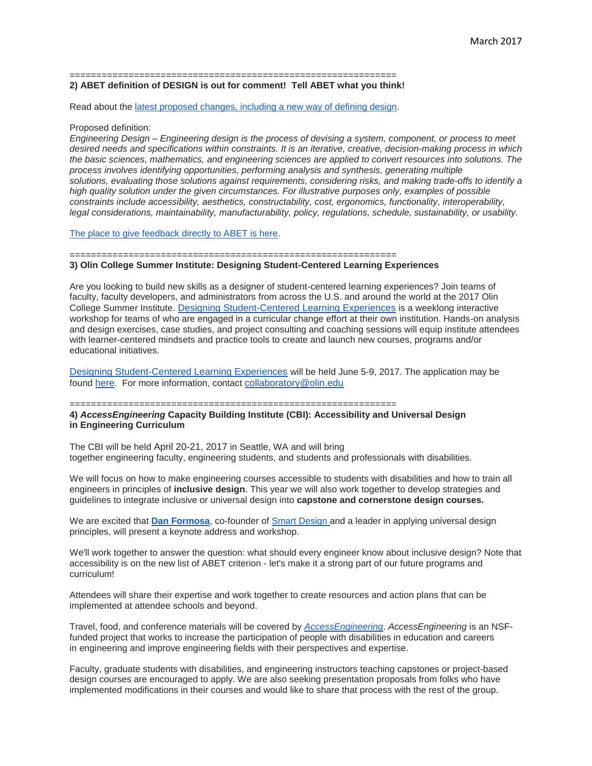============================================================

**2) ABET definition of DESIGN is out for comment! Tell ABET what you think!**

Read about the latest proposed changes, including a new way of defining design.

Proposed definition:

*Engineering Design – Engineering design is the process of devising a system, component, or process to meet desired needs and specifications within constraints. It is an iterative, creative, decision-making process in which the basic sciences, mathematics, and engineering sciences are applied to convert resources into solutions. The process involves identifying opportunities, performing analysis and synthesis, generating multiple solutions, evaluating those solutions against requirements, considering risks, and making trade-offs to identify a high quality solution under the given circumstances. For illustrative purposes only, examples of possible constraints include accessibility, aesthetics, constructability, cost, ergonomics, functionality, interoperability, legal considerations, maintainability, manufacturability, policy, regulations, schedule, sustainability, or usability.*

The place to give feedback directly to ABET is here.

============================================================

**3) Olin College Summer Institute: Designing Student-Centered Learning Experiences**

Are you looking to build new skills as a designer of student-centered learning experiences? Join teams of faculty, faculty developers, and administrators from across the U.S. and around the world at the 2017 Olin College Summer Institute. Designing Student-Centered Learning Experiences is a weeklong interactive workshop for teams of who are engaged in a curricular change effort at their own institution. Hands-on analysis and design exercises, case studies, and project consulting and coaching sessions will equip institute attendees with learner-centered mindsets and practice tools to create and launch new courses, programs and/or educational initiatives.

Designing Student-Centered Learning Experiences will be held June 5-9, 2017. The application may be found here. For more information, contact collaboratory@olin.edu

============================================================

**4) *AccessEngineering* Capacity Building Institute (CBI): Accessibility and Universal Design in Engineering Curriculum**

The CBI will be held April 20-21, 2017 in Seattle, WA and will bring together engineering faculty, engineering students, and students and professionals with disabilities.

We will focus on how to make engineering courses accessible to students with disabilities and how to train all engineers in principles of **inclusive design**. This year we will also work together to develop strategies and guidelines to integrate inclusive or universal design into **capstone and cornerstone design courses.**

We are excited that **Dan Formosa**, co-founder of Smart Design and a leader in applying universal design principles, will present a keynote address and workshop.

We'll work together to answer the question: what should every engineer know about inclusive design? Note that accessibility is on the new list of ABET criterion - let's make it a strong part of our future programs and curriculum!

Attendees will share their expertise and work together to create resources and action plans that can be implemented at attendee schools and beyond.

Travel, food, and conference materials will be covered by *AccessEngineering*. *AccessEngineering* is an NSF-funded project that works to increase the participation of people with disabilities in education and careers in engineering and improve engineering fields with their perspectives and expertise.

Faculty, graduate students with disabilities, and engineering instructors teaching capstones or project-based design courses are encouraged to apply. We are also seeking presentation proposals from folks who have implemented modifications in their courses and would like to share that process with the rest of the group.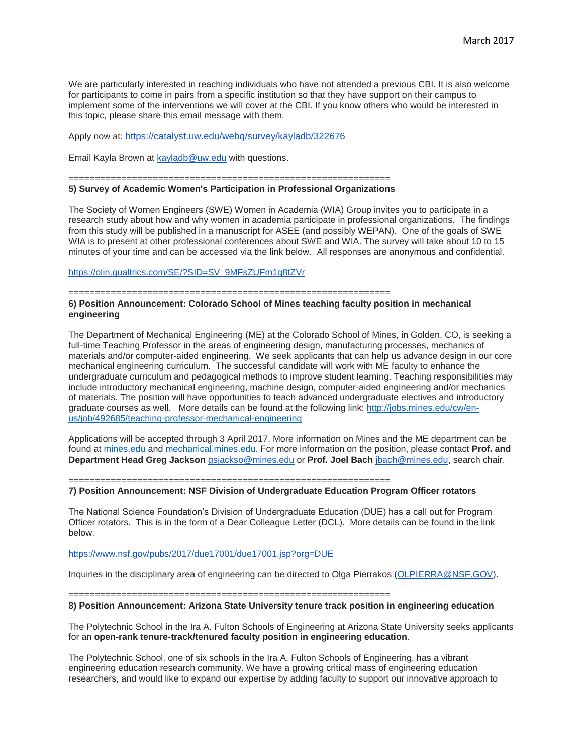We are particularly interested in reaching individuals who have not attended a previous CBI. It is also welcome for participants to come in pairs from a specific institution so that they have support on their campus to implement some of the interventions we will cover at the CBI. If you know others who would be interested in this topic, please share this email message with them.

Apply now at: https://catalyst.uw.edu/webq/survey/kayladb/322676

Email Kayla Brown at kayladb@uw.edu with questions.

=============================================================

**5) Survey of Academic Women's Participation in Professional Organizations**

The Society of Women Engineers (SWE) Women in Academia (WIA) Group invites you to participate in a research study about how and why women in academia participate in professional organizations. The findings from this study will be published in a manuscript for ASEE (and possibly WEPAN). One of the goals of SWE WIA is to present at other professional conferences about SWE and WIA. The survey will take about 10 to 15 minutes of your time and can be accessed via the link below. All responses are anonymous and confidential.

https://olin.qualtrics.com/SE/?SID=SV_9MFsZUFm1q8tZVr

=============================================================

**6) Position Announcement: Colorado School of Mines teaching faculty position in mechanical engineering**

The Department of Mechanical Engineering (ME) at the Colorado School of Mines, in Golden, CO, is seeking a full-time Teaching Professor in the areas of engineering design, manufacturing processes, mechanics of materials and/or computer-aided engineering. We seek applicants that can help us advance design in our core mechanical engineering curriculum. The successful candidate will work with ME faculty to enhance the undergraduate curriculum and pedagogical methods to improve student learning. Teaching responsibilities may include introductory mechanical engineering, machine design, computer-aided engineering and/or mechanics of materials. The position will have opportunities to teach advanced undergraduate electives and introductory graduate courses as well. More details can be found at the following link: http://jobs.mines.edu/cw/en-us/job/492685/teaching-professor-mechanical-engineering

Applications will be accepted through 3 April 2017. More information on Mines and the ME department can be found at mines.edu and mechanical.mines.edu. For more information on the position, please contact **Prof. and Department Head Greg Jackson** gsjackso@mines.edu or **Prof. Joel Bach** jbach@mines.edu, search chair.

=============================================================

**7) Position Announcement: NSF Division of Undergraduate Education Program Officer rotators**

The National Science Foundation's Division of Undergraduate Education (DUE) has a call out for Program Officer rotators. This is in the form of a Dear Colleague Letter (DCL). More details can be found in the link below.

https://www.nsf.gov/pubs/2017/due17001/due17001.jsp?org=DUE

Inquiries in the disciplinary area of engineering can be directed to Olga Pierrakos (OLPIERRA@NSF.GOV).

=============================================================

**8) Position Announcement: Arizona State University tenure track position in engineering education**

The Polytechnic School in the Ira A. Fulton Schools of Engineering at Arizona State University seeks applicants for an **open-rank tenure-track/tenured faculty position in engineering education**.

The Polytechnic School, one of six schools in the Ira A. Fulton Schools of Engineering, has a vibrant engineering education research community. We have a growing critical mass of engineering education researchers, and would like to expand our expertise by adding faculty to support our innovative approach to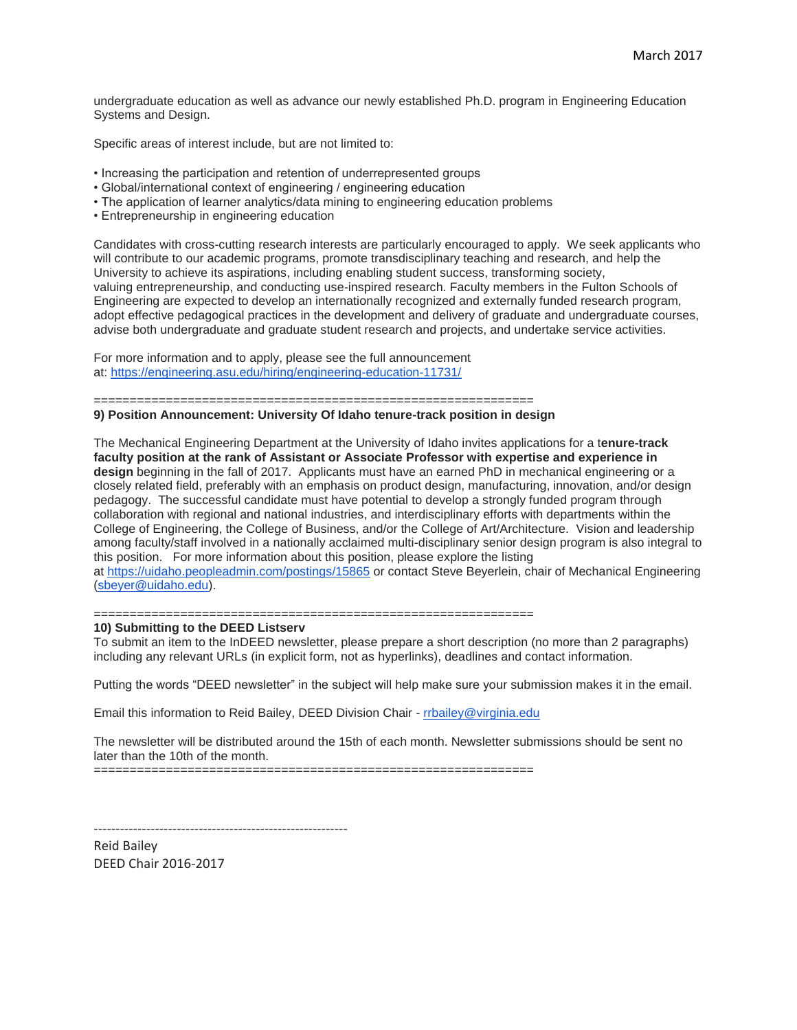undergraduate education as well as advance our newly established Ph.D. program in Engineering Education Systems and Design.

Specific areas of interest include, but are not limited to:

- Increasing the participation and retention of underrepresented groups
- Global/international context of engineering / engineering education
- The application of learner analytics/data mining to engineering education problems
- Entrepreneurship in engineering education

Candidates with cross-cutting research interests are particularly encouraged to apply. We seek applicants who will contribute to our academic programs, promote transdisciplinary teaching and research, and help the University to achieve its aspirations, including enabling student success, transforming society, valuing entrepreneurship, and conducting use-inspired research. Faculty members in the Fulton Schools of Engineering are expected to develop an internationally recognized and externally funded research program, adopt effective pedagogical practices in the development and delivery of graduate and undergraduate courses, advise both undergraduate and graduate student research and projects, and undertake service activities.

For more information and to apply, please see the full announcement at: https://engineering.asu.edu/hiring/engineering-education-11731/

=============================================================

**9) Position Announcement: University Of Idaho tenure-track position in design**

The Mechanical Engineering Department at the University of Idaho invites applications for a t**enure-track faculty position at the rank of Assistant or Associate Professor with expertise and experience in design** beginning in the fall of 2017. Applicants must have an earned PhD in mechanical engineering or a closely related field, preferably with an emphasis on product design, manufacturing, innovation, and/or design pedagogy. The successful candidate must have potential to develop a strongly funded program through collaboration with regional and national industries, and interdisciplinary efforts with departments within the College of Engineering, the College of Business, and/or the College of Art/Architecture. Vision and leadership among faculty/staff involved in a nationally acclaimed multi-disciplinary senior design program is also integral to this position. For more information about this position, please explore the listing at https://uidaho.peopleadmin.com/postings/15865 or contact Steve Beyerlein, chair of Mechanical Engineering (sbeyer@uidaho.edu).

=============================================================

**10) Submitting to the DEED Listserv**

To submit an item to the InDEED newsletter, please prepare a short description (no more than 2 paragraphs) including any relevant URLs (in explicit form, not as hyperlinks), deadlines and contact information.

Putting the words "DEED newsletter" in the subject will help make sure your submission makes it in the email.

Email this information to Reid Bailey, DEED Division Chair - rrbailey@virginia.edu

The newsletter will be distributed around the 15th of each month. Newsletter submissions should be sent no later than the 10th of the month.

=============================================================

----------------------------------------------------------

Reid Bailey
DEED Chair 2016-2017